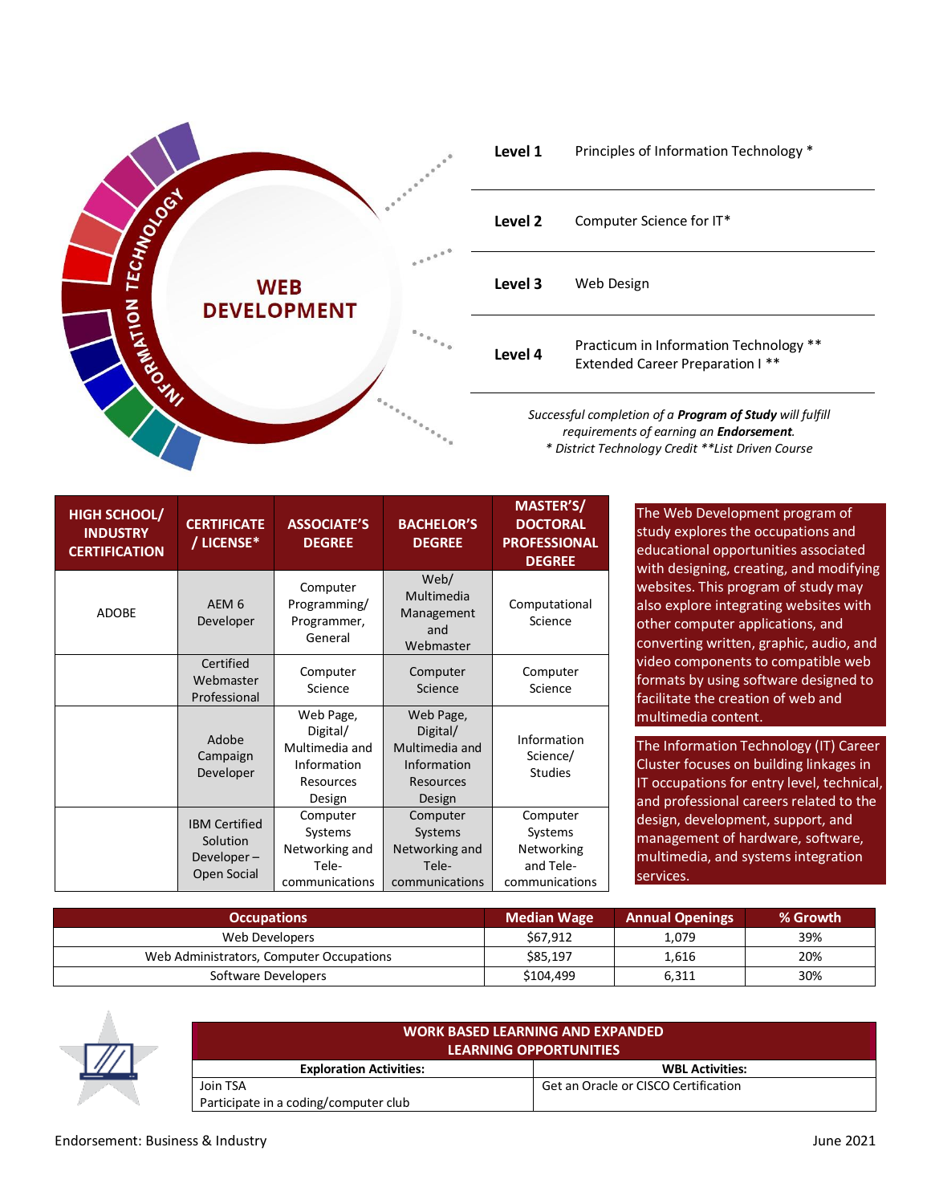# WEB DEVELOPMENT

INFORMATION TECHNOLOGY

| | |
|---|---|
| **Level 1** | Principles of Information Technology * |
| **Level 2** | Computer Science for IT* |
| **Level 3** | Web Design |
| **Level 4** | Practicum in Information Technology ** <br> Extended Career Preparation I ** |

*Successful completion of a* ***Program of Study*** *will fulfill requirements of earning an* ***Endorsement****.*
*\* District Technology Credit \*\*List Driven Course*

| HIGH SCHOOL/ INDUSTRY CERTIFICATION | CERTIFICATE / LICENSE* | ASSOCIATE'S DEGREE | BACHELOR'S DEGREE | MASTER'S/ DOCTORAL PROFESSIONAL DEGREE |
|---|---|---|---|---|
| ADOBE | AEM 6 Developer | Computer Programming/ Programmer, General | Web/ Multimedia Management and Webmaster | Computational Science |
| | Certified Webmaster Professional | Computer Science | Computer Science | Computer Science |
| | Adobe Campaign Developer | Web Page, Digital/ Multimedia and Information Resources Design | Web Page, Digital/ Multimedia and Information Resources Design | Information Science/ Studies |
| | IBM Certified Solution Developer – Open Social | Computer Systems Networking and Tele-communications | Computer Systems Networking and Tele-communications | Computer Systems Networking and Tele-communications |

The Web Development program of study explores the occupations and educational opportunities associated with designing, creating, and modifying websites. This program of study may also explore integrating websites with other computer applications, and converting written, graphic, audio, and video components to compatible web formats by using software designed to facilitate the creation of web and multimedia content.

The Information Technology (IT) Career Cluster focuses on building linkages in IT occupations for entry level, technical, and professional careers related to the design, development, support, and management of hardware, software, multimedia, and systems integration services.

| Occupations | Median Wage | Annual Openings | % Growth |
|---|---|---|---|
| Web Developers | $67,912 | 1,079 | 39% |
| Web Administrators, Computer Occupations | $85,197 | 1,616 | 20% |
| Software Developers | $104,499 | 6,311 | 30% |

| WORK BASED LEARNING AND EXPANDED LEARNING OPPORTUNITIES | |
|---|---|
| **Exploration Activities:** | **WBL Activities:** |
| Join TSA <br> Participate in a coding/computer club | Get an Oracle or CISCO Certification |

Endorsement: Business & Industry

June 2021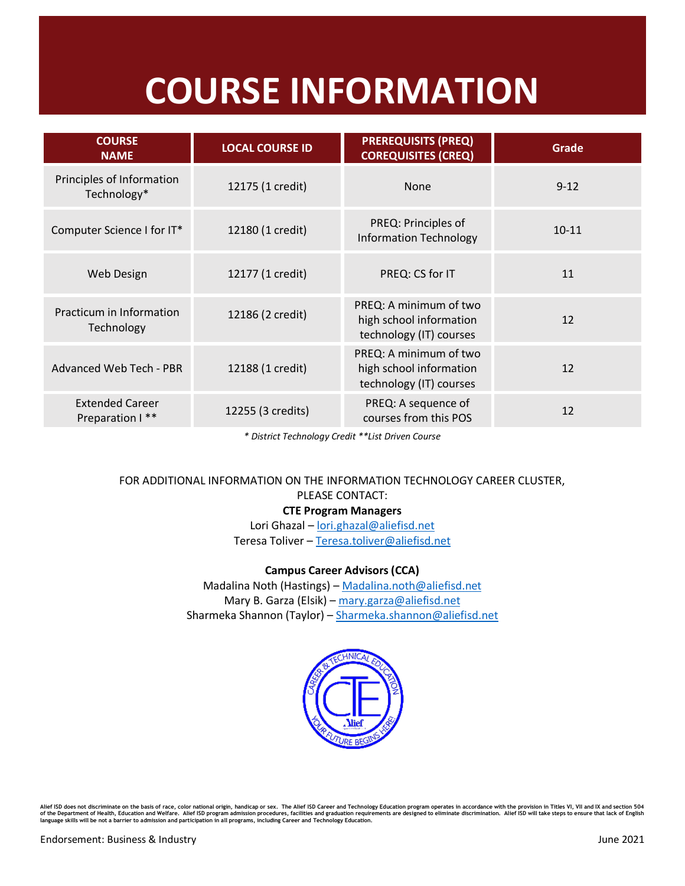# COURSE INFORMATION

| COURSE NAME | LOCAL COURSE ID | PREREQUISITS (PREQ) COREQUISITES (CREQ) | Grade |
|---|---|---|---|
| Principles of Information Technology* | 12175 (1 credit) | None | 9-12 |
| Computer Science I for IT* | 12180 (1 credit) | PREQ: Principles of Information Technology | 10-11 |
| Web Design | 12177 (1 credit) | PREQ: CS for IT | 11 |
| Practicum in Information Technology | 12186 (2 credit) | PREQ: A minimum of two high school information technology (IT) courses | 12 |
| Advanced Web Tech - PBR | 12188 (1 credit) | PREQ: A minimum of two high school information technology (IT) courses | 12 |
| Extended Career Preparation I ** | 12255 (3 credits) | PREQ: A sequence of courses from this POS | 12 |

*\* District Technology Credit \*\*List Driven Course*

FOR ADDITIONAL INFORMATION ON THE INFORMATION TECHNOLOGY CAREER CLUSTER, PLEASE CONTACT:

**CTE Program Managers**

Lori Ghazal – lori.ghazal@aliefisd.net
Teresa Toliver – Teresa.toliver@aliefisd.net

**Campus Career Advisors (CCA)**

Madalina Noth (Hastings) – Madalina.noth@aliefisd.net
Mary B. Garza (Elsik) – mary.garza@aliefisd.net
Sharmeka Shannon (Taylor) – Sharmeka.shannon@aliefisd.net

Alief ISD does not discriminate on the basis of race, color national origin, handicap or sex. The Alief ISD Career and Technology Education program operates in accordance with the provision in Titles VI, VII and IX and section 504 of the Department of Health, Education and Welfare. Alief ISD program admission procedures, facilities and graduation requirements are designed to eliminate discrimination. Alief ISD will take steps to ensure that lack of English language skills will be not a barrier to admission and participation in all programs, including Career and Technology Education.

Endorsement: Business & Industry

June 2021